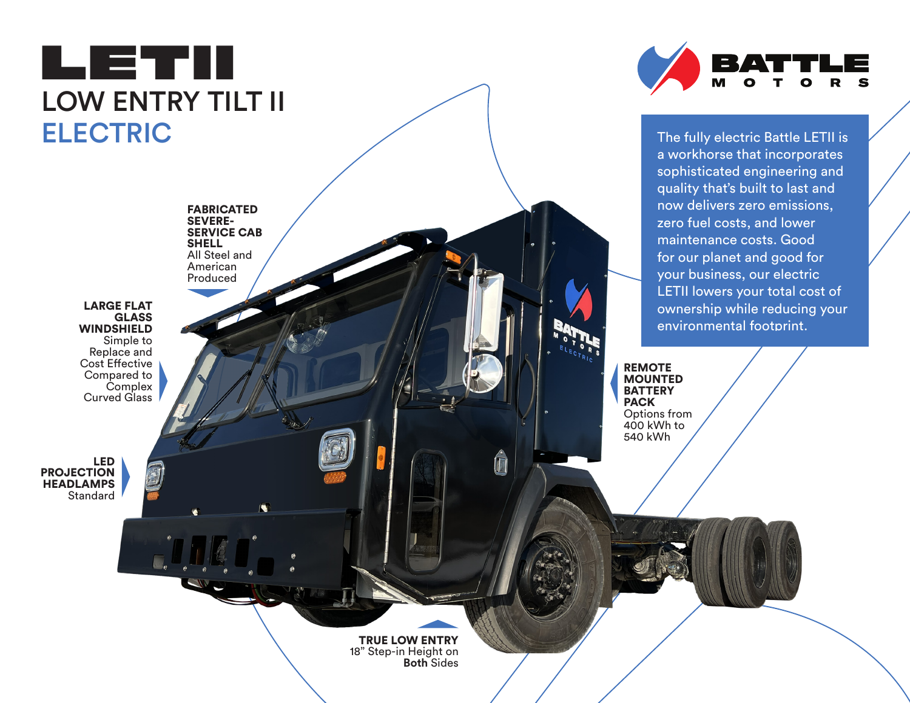# LETII

## LOW ENTRY TILT II

## ELECTRIC

BATTLE MOTORS

The fully electric Battle LETII is a workhorse that incorporates sophisticated engineering and quality that's built to last and now delivers zero emissions, zero fuel costs, and lower maintenance costs. Good for our planet and good for your business, our electric LETII lowers your total cost of ownership while reducing your environmental footprint.

**FABRICATED SEVERE-SERVICE CAB SHELL**
All Steel and American Produced

**LARGE FLAT GLASS WINDSHIELD**
Simple to Replace and Cost Effective Compared to Complex Curved Glass

**LED PROJECTION HEADLAMPS**
Standard

**REMOTE MOUNTED BATTERY PACK**
Options from 400 kWh to 540 kWh

**TRUE LOW ENTRY**
18" Step-in Height on **Both** Sides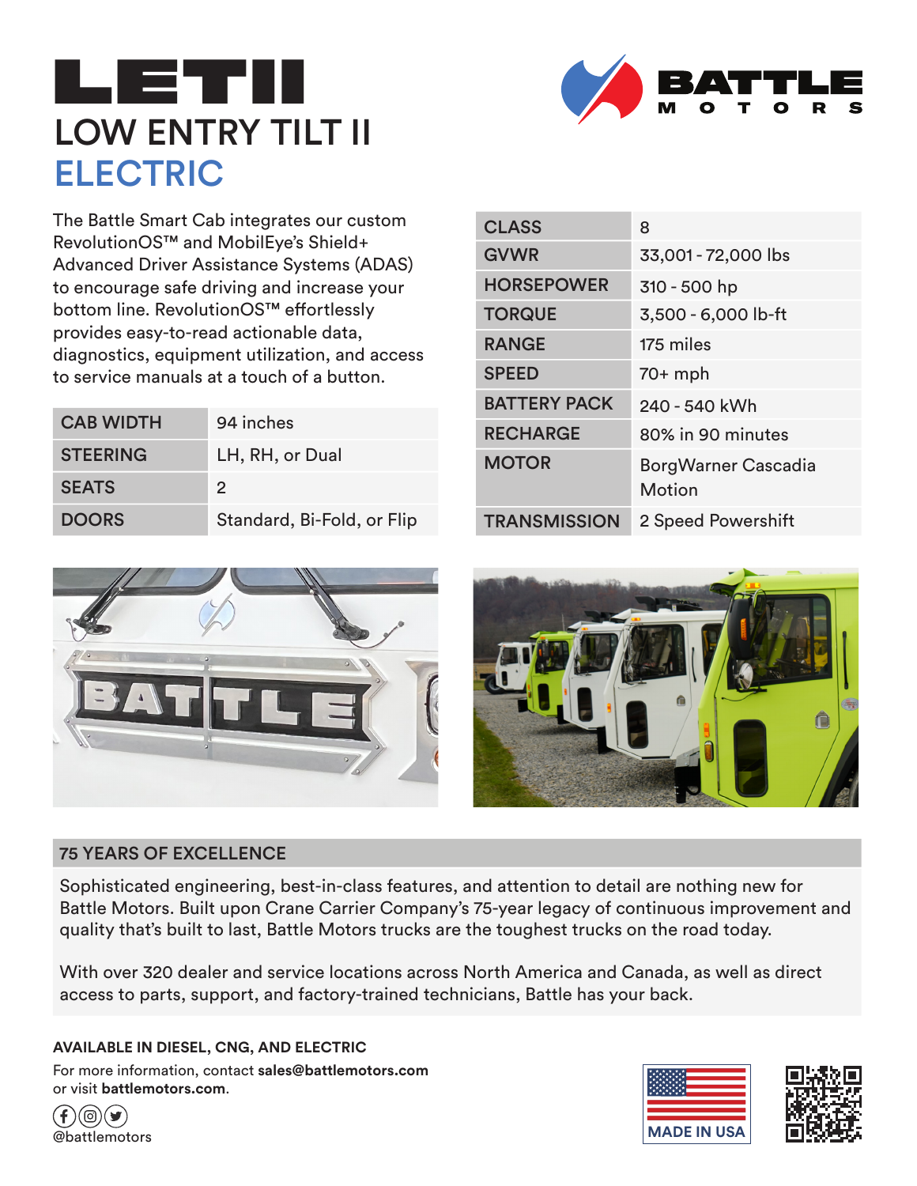# LETII

## LOW ENTRY TILT II

## ELECTRIC

The Battle Smart Cab integrates our custom RevolutionOS™ and MobilEye's Shield+ Advanced Driver Assistance Systems (ADAS) to encourage safe driving and increase your bottom line. RevolutionOS™ effortlessly provides easy-to-read actionable data, diagnostics, equipment utilization, and access to service manuals at a touch of a button.

| | |
|---|---|
| CAB WIDTH | 94 inches |
| STEERING | LH, RH, or Dual |
| SEATS | 2 |
| DOORS | Standard, Bi-Fold, or Flip |

| | |
|---|---|
| CLASS | 8 |
| GVWR | 33,001 - 72,000 lbs |
| HORSEPOWER | 310 - 500 hp |
| TORQUE | 3,500 - 6,000 lb-ft |
| RANGE | 175 miles |
| SPEED | 70+ mph |
| BATTERY PACK | 240 - 540 kWh |
| RECHARGE | 80% in 90 minutes |
| MOTOR | BorgWarner Cascadia Motion |
| TRANSMISSION | 2 Speed Powershift |

### 75 YEARS OF EXCELLENCE

Sophisticated engineering, best-in-class features, and attention to detail are nothing new for Battle Motors. Built upon Crane Carrier Company's 75-year legacy of continuous improvement and quality that's built to last, Battle Motors trucks are the toughest trucks on the road today.

With over 320 dealer and service locations across North America and Canada, as well as direct access to parts, support, and factory-trained technicians, Battle has your back.

**AVAILABLE IN DIESEL, CNG, AND ELECTRIC**

For more information, contact **sales@battlemotors.com** or visit **battlemotors.com**.

@battlemotors

MADE IN USA